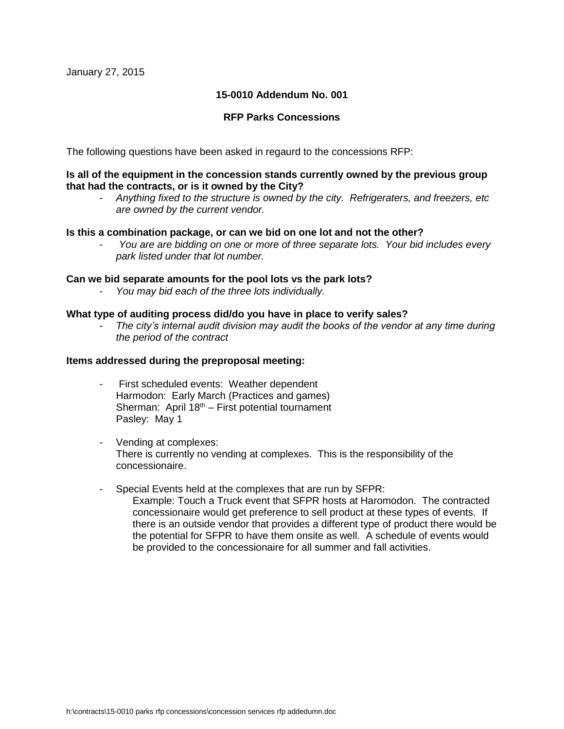January 27, 2015

**15-0010 Addendum No. 001**

**RFP Parks Concessions**

The following questions have been asked in regaurd to the concessions RFP:

**Is all of the equipment in the concession stands currently owned by the previous group that had the contracts, or is it owned by the City?**

- *Anything fixed to the structure is owned by the city. Refrigeraters, and freezers, etc are owned by the current vendor.*

**Is this a combination package, or can we bid on one lot and not the other?**

- *You are are bidding on one or more of three separate lots. Your bid includes every park listed under that lot number.*

**Can we bid separate amounts for the pool lots vs the park lots?**

- *You may bid each of the three lots individually.*

**What type of auditing process did/do you have in place to verify sales?**

- *The city's internal audit division may audit the books of the vendor at any time during the period of the contract*

**Items addressed during the preproposal meeting:**

- First scheduled events: Weather dependent
  Harmodon: Early March (Practices and games)
  Sherman: April 18th – First potential tournament
  Pasley: May 1

- Vending at complexes:
  There is currently no vending at complexes. This is the responsibility of the concessionaire.

- Special Events held at the complexes that are run by SFPR:
  Example: Touch a Truck event that SFPR hosts at Haromodon. The contracted concessionaire would get preference to sell product at these types of events. If there is an outside vendor that provides a different type of product there would be the potential for SFPR to have them onsite as well. A schedule of events would be provided to the concessionaire for all summer and fall activities.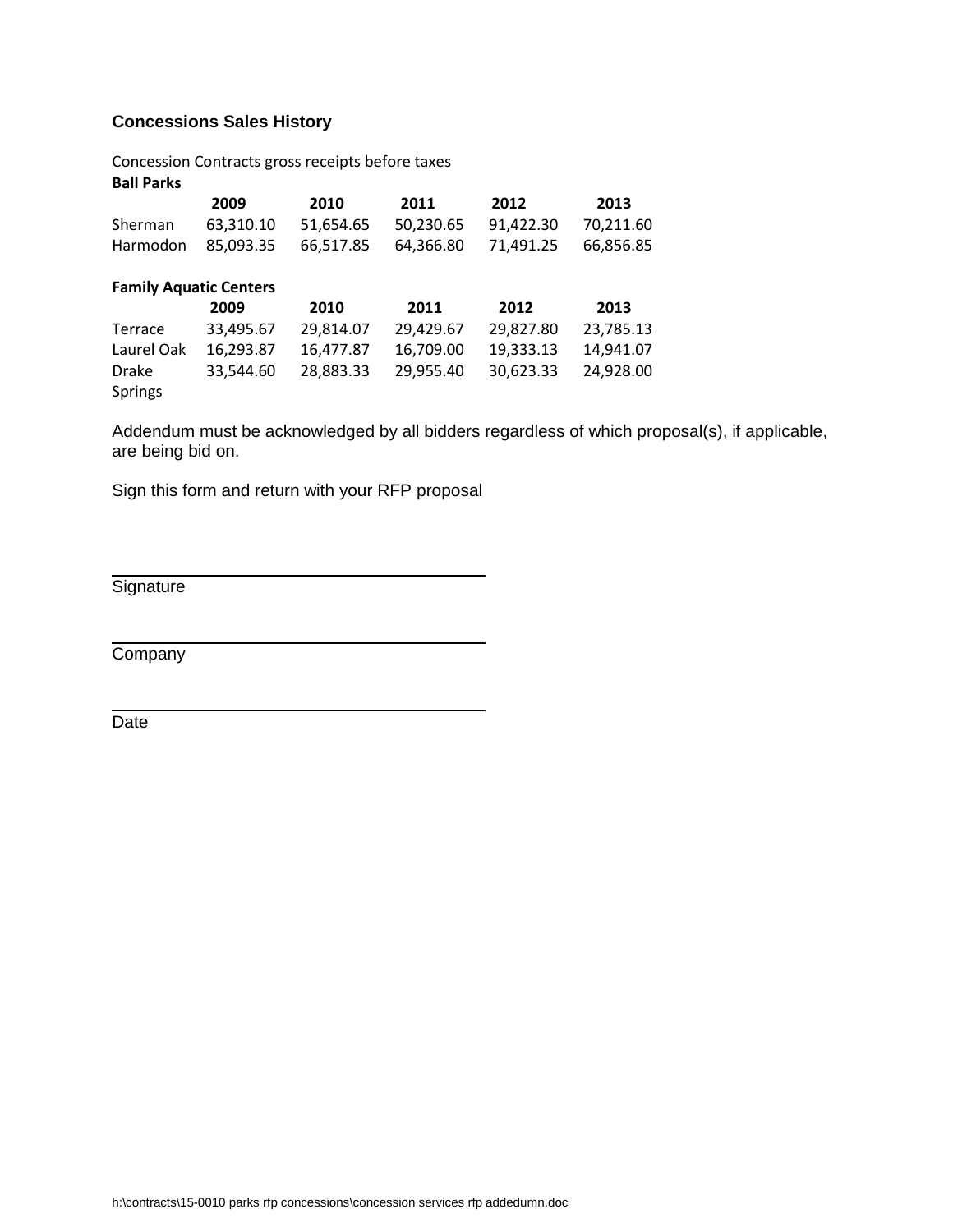### Concessions Sales History

Concession Contracts gross receipts before taxes

**Ball Parks**

| | 2009 | 2010 | 2011 | 2012 | 2013 |
|---|---|---|---|---|---|
| Sherman | 63,310.10 | 51,654.65 | 50,230.65 | 91,422.30 | 70,211.60 |
| Harmodon | 85,093.35 | 66,517.85 | 64,366.80 | 71,491.25 | 66,856.85 |

**Family Aquatic Centers**

| | 2009 | 2010 | 2011 | 2012 | 2013 |
|---|---|---|---|---|---|
| Terrace | 33,495.67 | 29,814.07 | 29,429.67 | 29,827.80 | 23,785.13 |
| Laurel Oak | 16,293.87 | 16,477.87 | 16,709.00 | 19,333.13 | 14,941.07 |
| Drake Springs | 33,544.60 | 28,883.33 | 29,955.40 | 30,623.33 | 24,928.00 |

Addendum must be acknowledged by all bidders regardless of which proposal(s), if applicable, are being bid on.

Sign this form and return with your RFP proposal

______________________________
Signature

______________________________
Company

______________________________
Date

h:\contracts\15-0010 parks rfp concessions\concession services rfp addedumn.doc